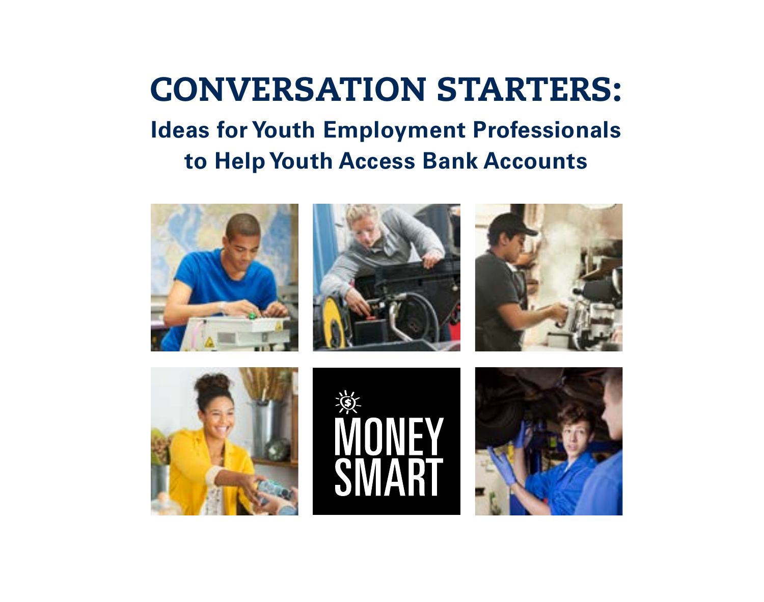# CONVERSATION STARTERS:

## Ideas for Youth Employment Professionals to Help Youth Access Bank Accounts

MONEY SMART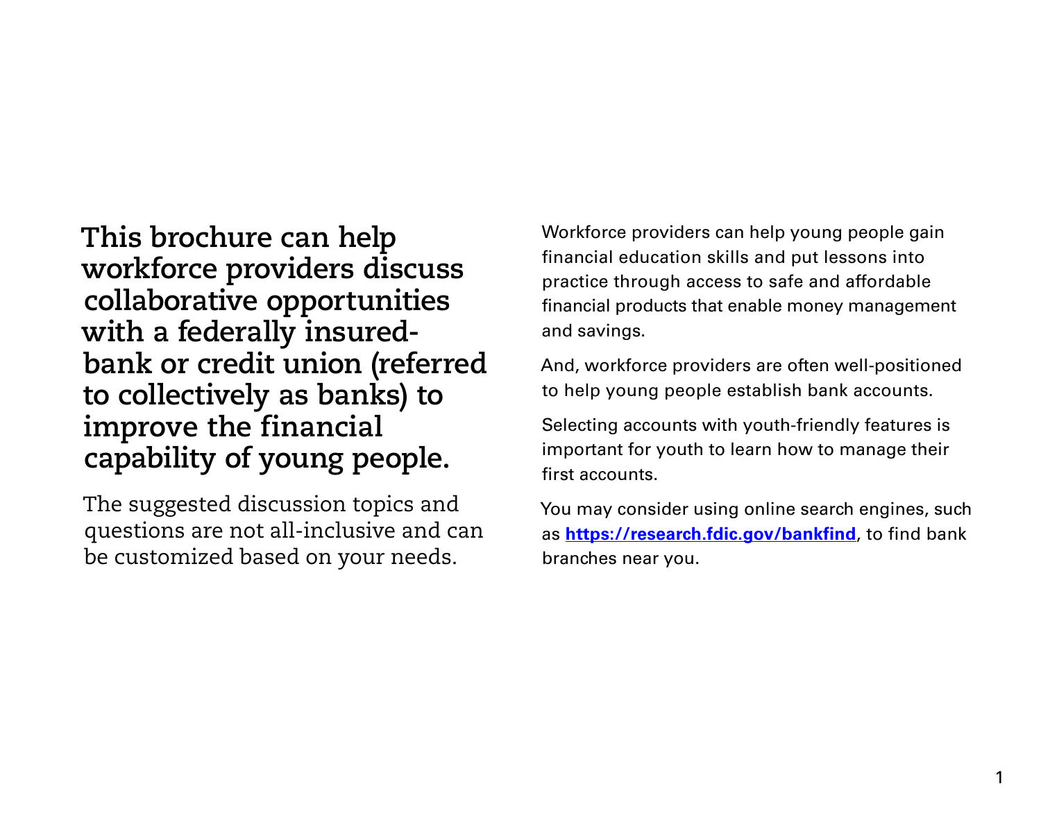**This brochure can help workforce providers discuss collaborative opportunities with a federally insured-bank or credit union (referred to collectively as banks) to improve the financial capability of young people.**

The suggested discussion topics and questions are not all-inclusive and can be customized based on your needs.

Workforce providers can help young people gain financial education skills and put lessons into practice through access to safe and affordable financial products that enable money management and savings.

And, workforce providers are often well-positioned to help young people establish bank accounts.

Selecting accounts with youth-friendly features is important for youth to learn how to manage their first accounts.

You may consider using online search engines, such as **https://research.fdic.gov/bankfind**, to find bank branches near you.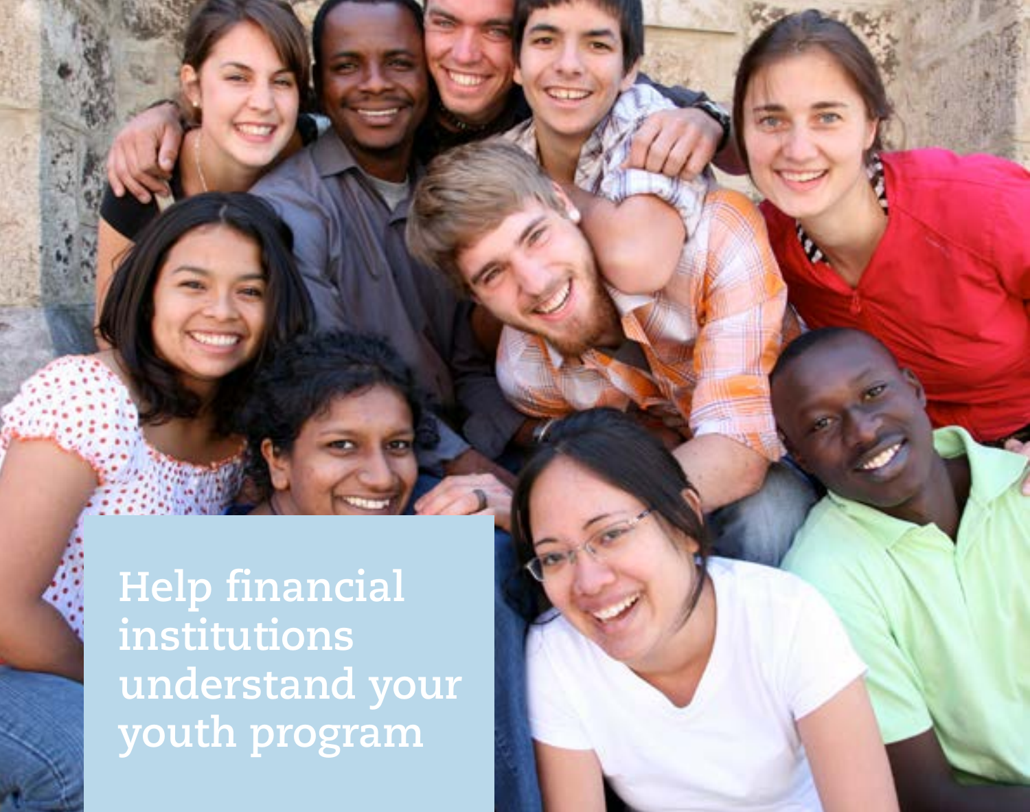# Help financial institutions understand your youth program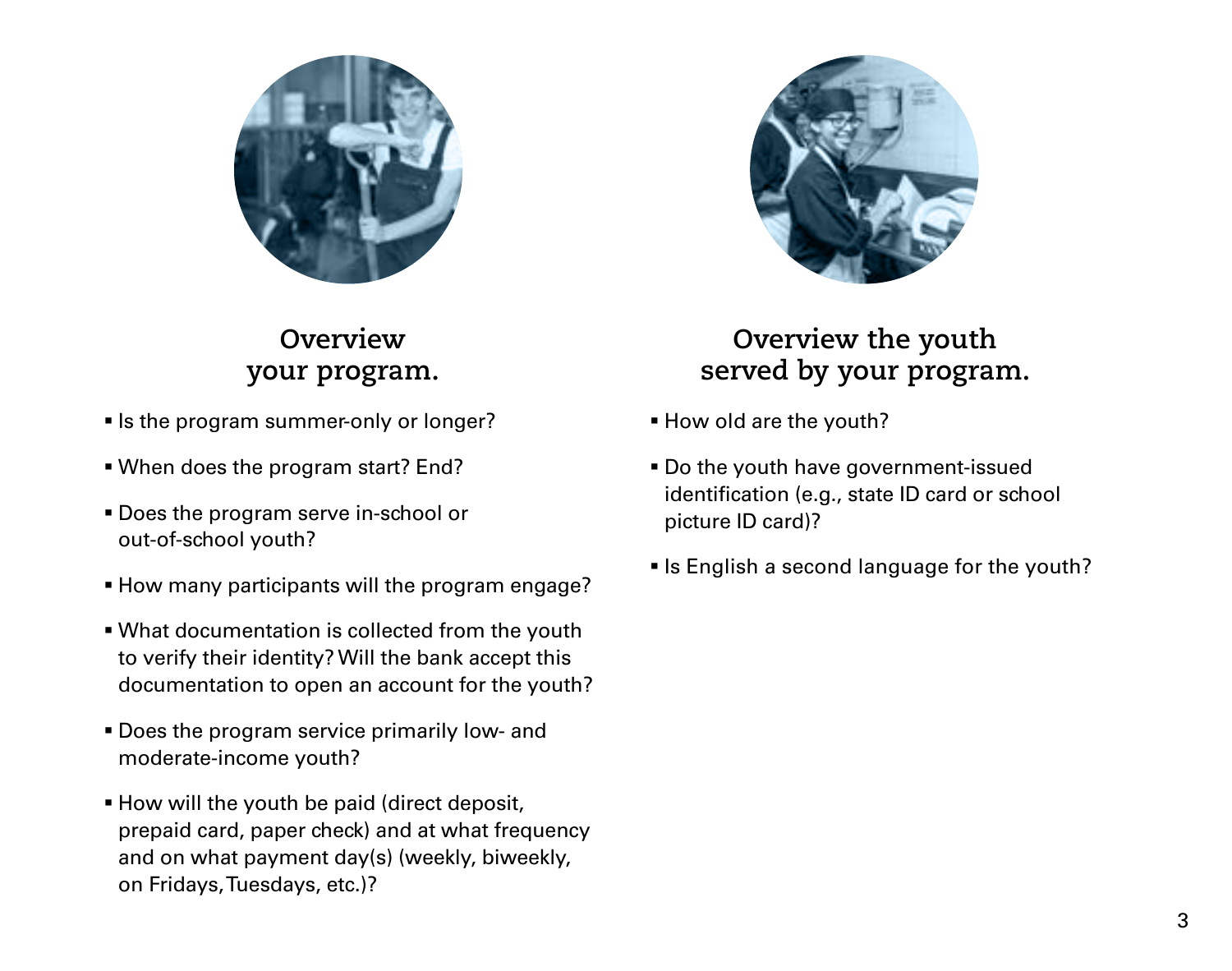## Overview your program.

- Is the program summer-only or longer?
- When does the program start? End?
- Does the program serve in-school or out-of-school youth?
- How many participants will the program engage?
- What documentation is collected from the youth to verify their identity? Will the bank accept this documentation to open an account for the youth?
- Does the program service primarily low- and moderate-income youth?
- How will the youth be paid (direct deposit, prepaid card, paper check) and at what frequency and on what payment day(s) (weekly, biweekly, on Fridays, Tuesdays, etc.)?

## Overview the youth served by your program.

- How old are the youth?
- Do the youth have government-issued identification (e.g., state ID card or school picture ID card)?
- Is English a second language for the youth?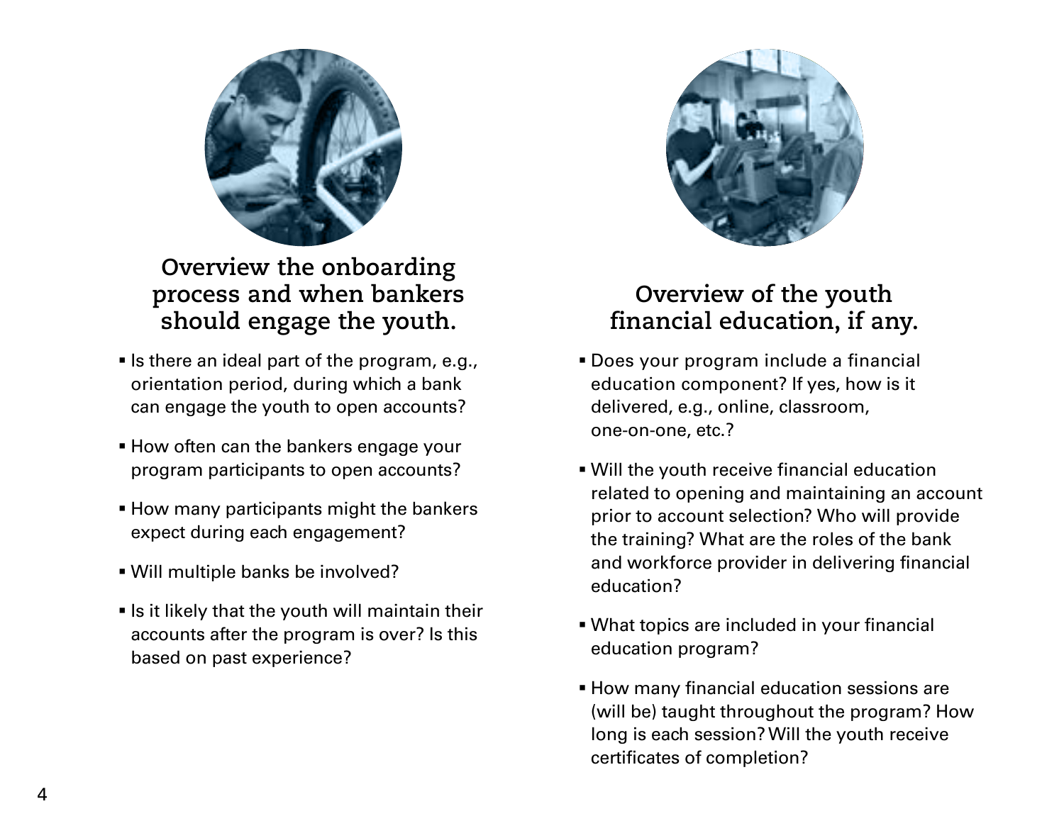## Overview the onboarding process and when bankers should engage the youth.

- Is there an ideal part of the program, e.g., orientation period, during which a bank can engage the youth to open accounts?
- How often can the bankers engage your program participants to open accounts?
- How many participants might the bankers expect during each engagement?
- Will multiple banks be involved?
- Is it likely that the youth will maintain their accounts after the program is over? Is this based on past experience?

## Overview of the youth financial education, if any.

- Does your program include a financial education component? If yes, how is it delivered, e.g., online, classroom, one-on-one, etc.?
- Will the youth receive financial education related to opening and maintaining an account prior to account selection? Who will provide the training? What are the roles of the bank and workforce provider in delivering financial education?
- What topics are included in your financial education program?
- How many financial education sessions are (will be) taught throughout the program? How long is each session? Will the youth receive certificates of completion?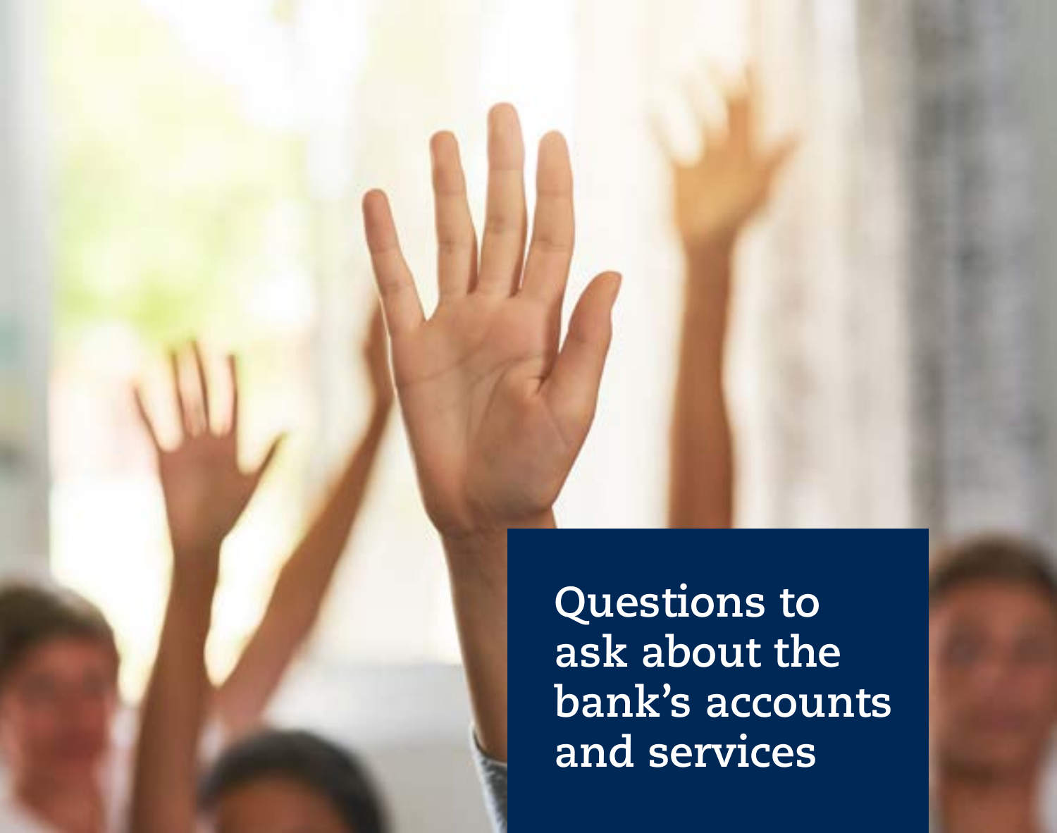# Questions to ask about the bank's accounts and services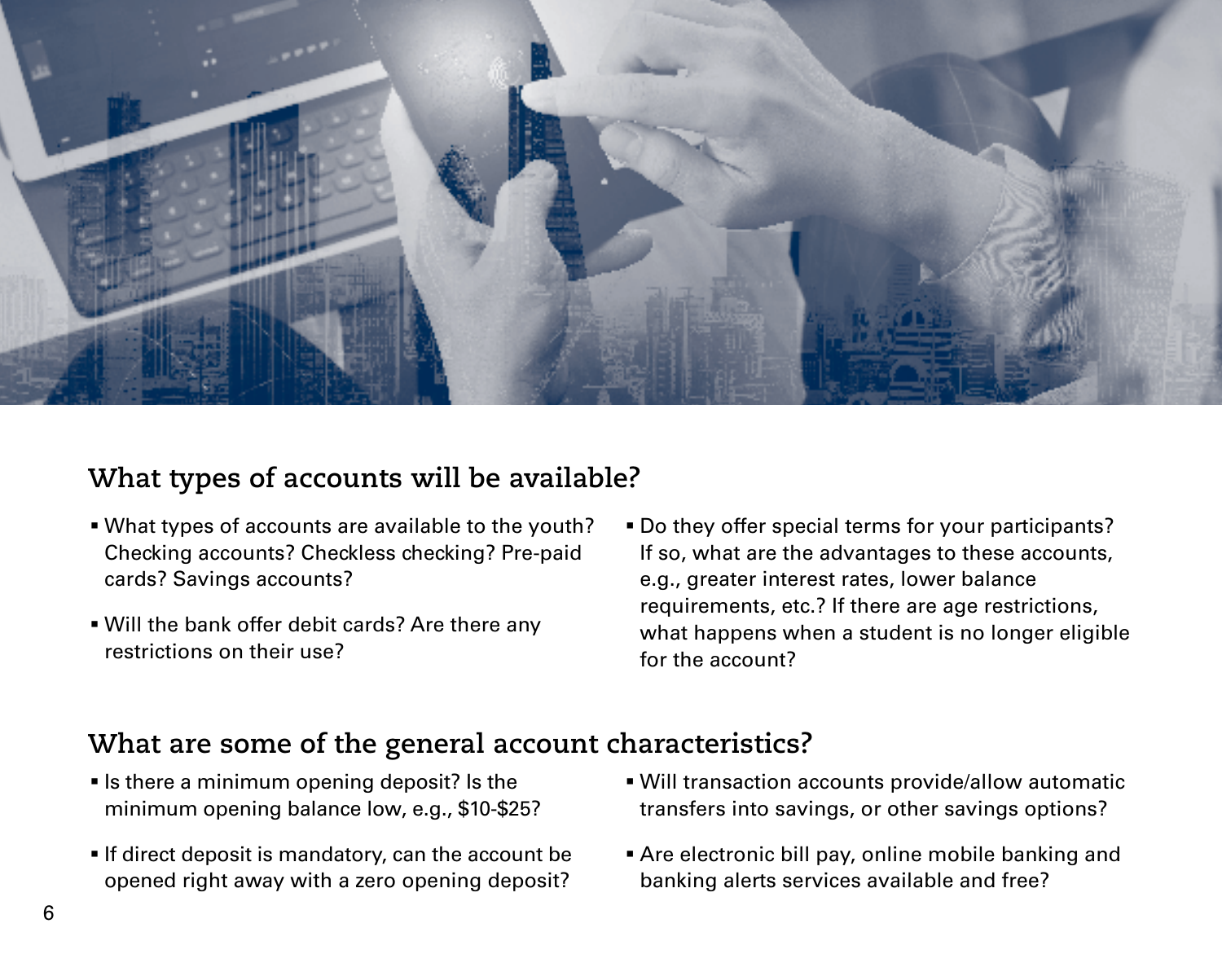## What types of accounts will be available?

- What types of accounts are available to the youth? Checking accounts? Checkless checking? Pre-paid cards? Savings accounts?
- Will the bank offer debit cards? Are there any restrictions on their use?
- Do they offer special terms for your participants? If so, what are the advantages to these accounts, e.g., greater interest rates, lower balance requirements, etc.? If there are age restrictions, what happens when a student is no longer eligible for the account?

## What are some of the general account characteristics?

- Is there a minimum opening deposit? Is the minimum opening balance low, e.g., $10-$25?
- If direct deposit is mandatory, can the account be opened right away with a zero opening deposit?
- Will transaction accounts provide/allow automatic transfers into savings, or other savings options?
- Are electronic bill pay, online mobile banking and banking alerts services available and free?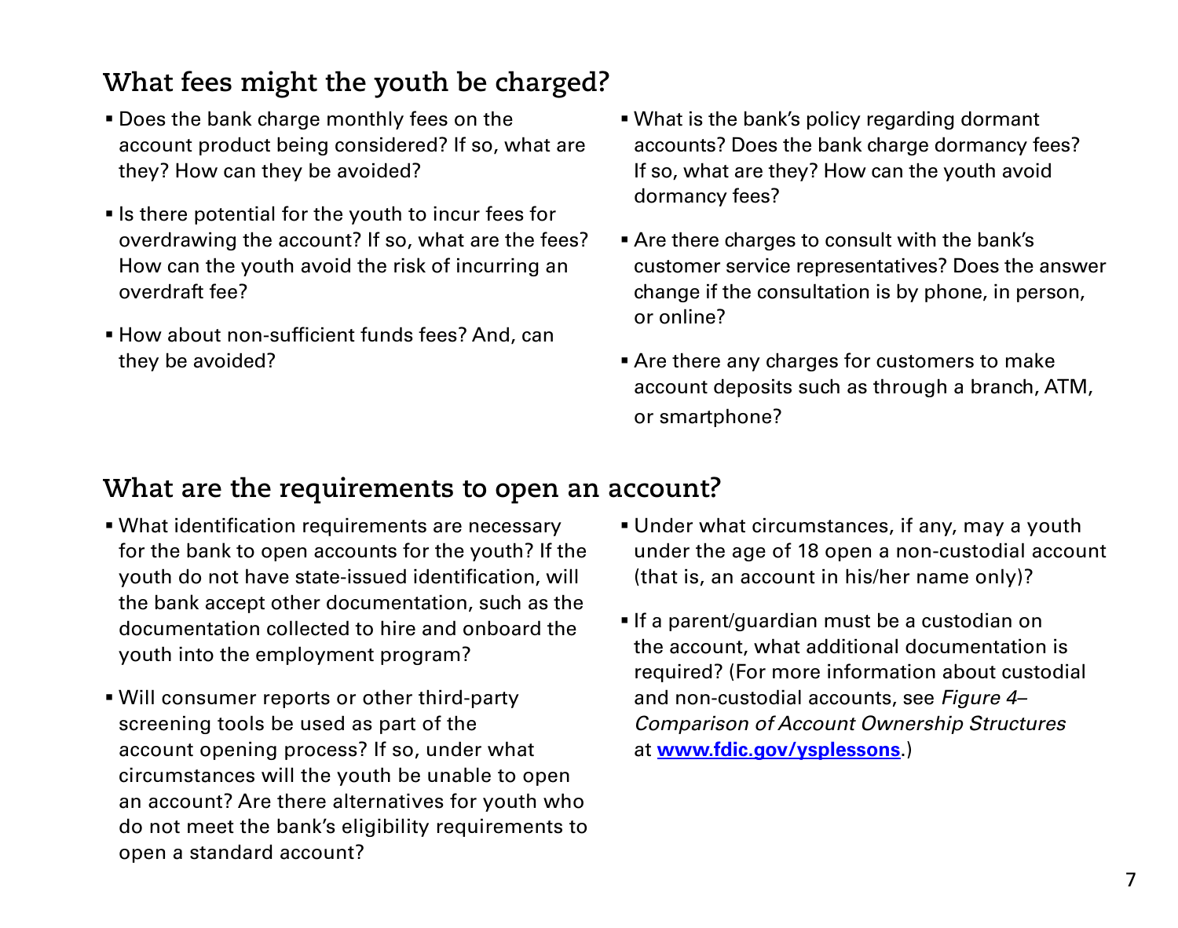## What fees might the youth be charged?

- Does the bank charge monthly fees on the account product being considered? If so, what are they? How can they be avoided?
- Is there potential for the youth to incur fees for overdrawing the account? If so, what are the fees? How can the youth avoid the risk of incurring an overdraft fee?
- How about non-sufficient funds fees? And, can they be avoided?
- What is the bank's policy regarding dormant accounts? Does the bank charge dormancy fees? If so, what are they? How can the youth avoid dormancy fees?
- Are there charges to consult with the bank's customer service representatives? Does the answer change if the consultation is by phone, in person, or online?
- Are there any charges for customers to make account deposits such as through a branch, ATM, or smartphone?

## What are the requirements to open an account?

- What identification requirements are necessary for the bank to open accounts for the youth? If the youth do not have state-issued identification, will the bank accept other documentation, such as the documentation collected to hire and onboard the youth into the employment program?
- Will consumer reports or other third-party screening tools be used as part of the account opening process? If so, under what circumstances will the youth be unable to open an account? Are there alternatives for youth who do not meet the bank's eligibility requirements to open a standard account?
- Under what circumstances, if any, may a youth under the age of 18 open a non-custodial account (that is, an account in his/her name only)?
- If a parent/guardian must be a custodian on the account, what additional documentation is required? (For more information about custodial and non-custodial accounts, see *Figure 4–Comparison of Account Ownership Structures* at **www.fdic.gov/ysplessons**.)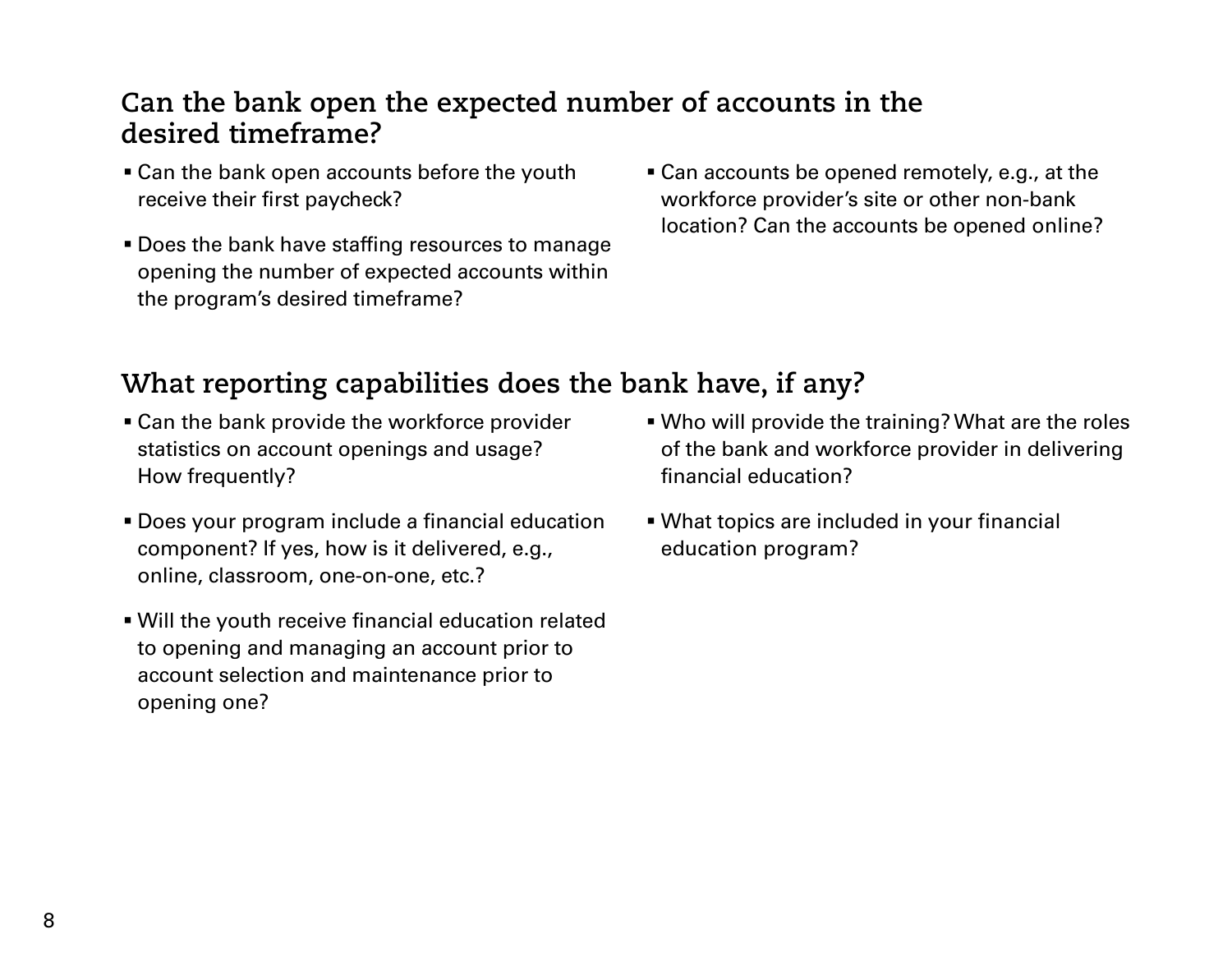## Can the bank open the expected number of accounts in the desired timeframe?

- Can the bank open accounts before the youth receive their first paycheck?
- Does the bank have staffing resources to manage opening the number of expected accounts within the program's desired timeframe?
- Can accounts be opened remotely, e.g., at the workforce provider's site or other non-bank location? Can the accounts be opened online?

## What reporting capabilities does the bank have, if any?

- Can the bank provide the workforce provider statistics on account openings and usage? How frequently?
- Does your program include a financial education component? If yes, how is it delivered, e.g., online, classroom, one-on-one, etc.?
- Will the youth receive financial education related to opening and managing an account prior to account selection and maintenance prior to opening one?
- Who will provide the training? What are the roles of the bank and workforce provider in delivering financial education?
- What topics are included in your financial education program?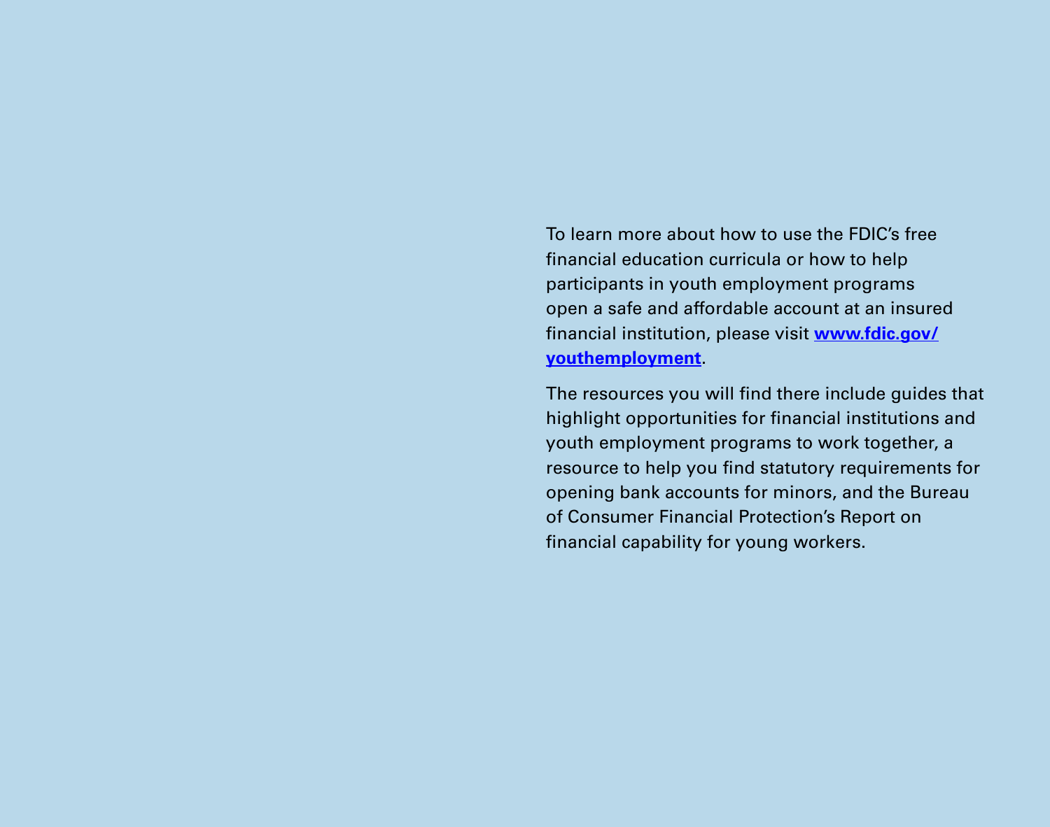To learn more about how to use the FDIC's free financial education curricula or how to help participants in youth employment programs open a safe and affordable account at an insured financial institution, please visit **www.fdic.gov/youthemployment**.

The resources you will find there include guides that highlight opportunities for financial institutions and youth employment programs to work together, a resource to help you find statutory requirements for opening bank accounts for minors, and the Bureau of Consumer Financial Protection's Report on financial capability for young workers.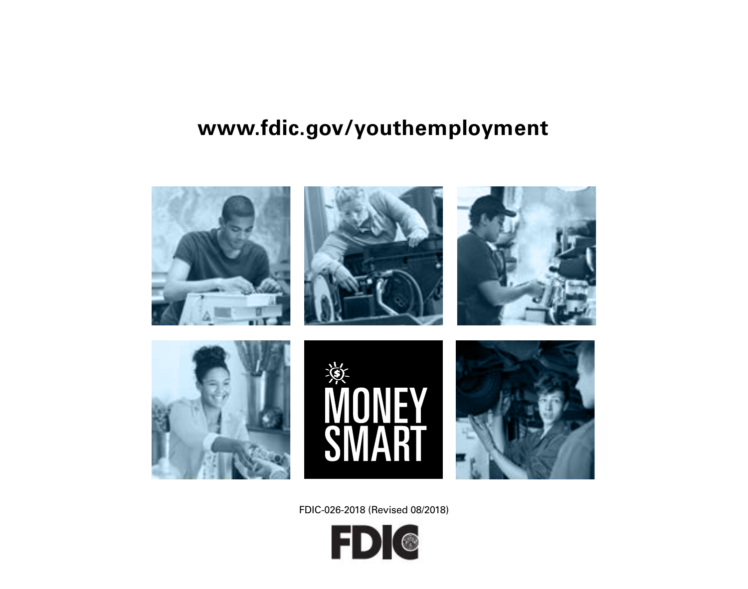**www.fdic.gov/youthemployment**

MONEY SMART

FDIC-026-2018 (Revised 08/2018)

FDIC